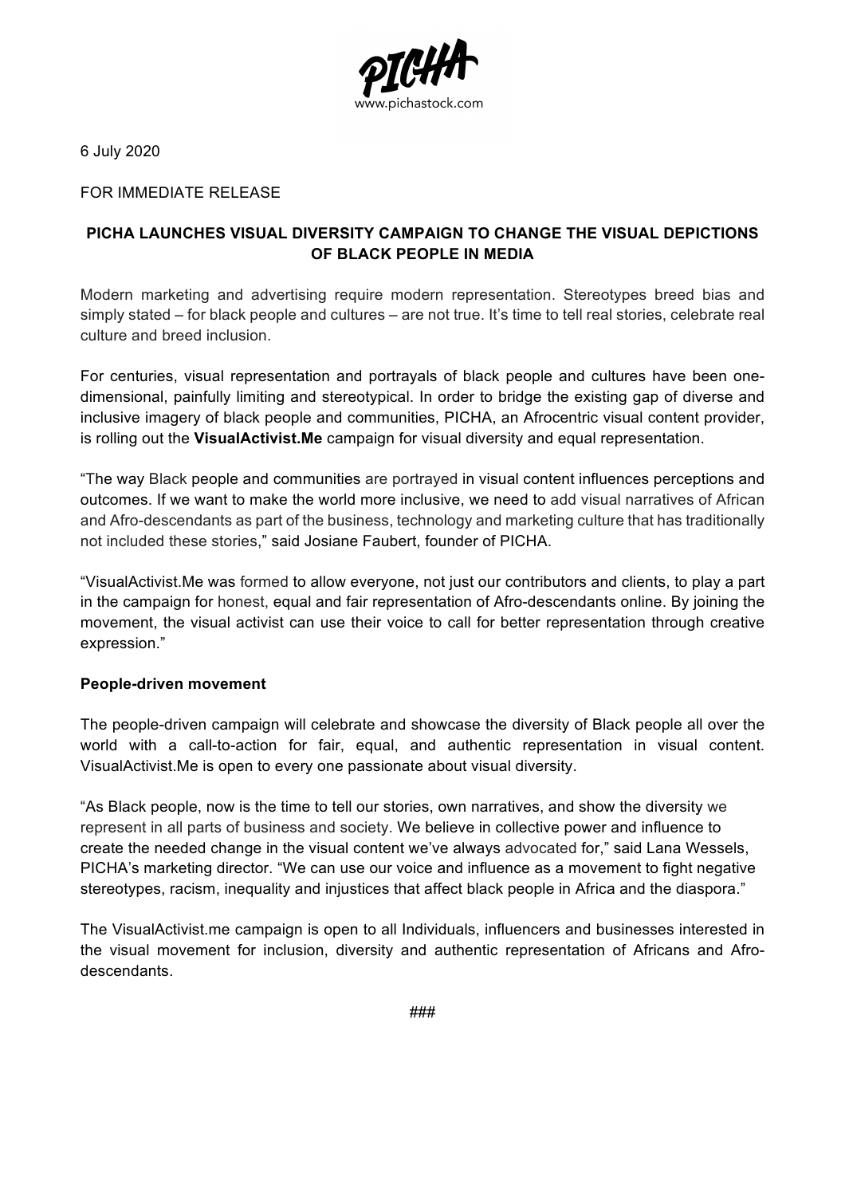PICHA
www.pichastock.com

6 July 2020

FOR IMMEDIATE RELEASE

# PICHA LAUNCHES VISUAL DIVERSITY CAMPAIGN TO CHANGE THE VISUAL DEPICTIONS OF BLACK PEOPLE IN MEDIA

Modern marketing and advertising require modern representation. Stereotypes breed bias and simply stated – for black people and cultures – are not true. It's time to tell real stories, celebrate real culture and breed inclusion.

For centuries, visual representation and portrayals of black people and cultures have been one-dimensional, painfully limiting and stereotypical. In order to bridge the existing gap of diverse and inclusive imagery of black people and communities, PICHA, an Afrocentric visual content provider, is rolling out the **VisualActivist.Me** campaign for visual diversity and equal representation.

"The way Black people and communities are portrayed in visual content influences perceptions and outcomes. If we want to make the world more inclusive, we need to add visual narratives of African and Afro-descendants as part of the business, technology and marketing culture that has traditionally not included these stories," said Josiane Faubert, founder of PICHA.

"VisualActivist.Me was formed to allow everyone, not just our contributors and clients, to play a part in the campaign for honest, equal and fair representation of Afro-descendants online. By joining the movement, the visual activist can use their voice to call for better representation through creative expression."

## People-driven movement

The people-driven campaign will celebrate and showcase the diversity of Black people all over the world with a call-to-action for fair, equal, and authentic representation in visual content. VisualActivist.Me is open to every one passionate about visual diversity.

"As Black people, now is the time to tell our stories, own narratives, and show the diversity we represent in all parts of business and society. We believe in collective power and influence to create the needed change in the visual content we've always advocated for," said Lana Wessels, PICHA's marketing director. "We can use our voice and influence as a movement to fight negative stereotypes, racism, inequality and injustices that affect black people in Africa and the diaspora."

The VisualActivist.me campaign is open to all Individuals, influencers and businesses interested in the visual movement for inclusion, diversity and authentic representation of Africans and Afro-descendants.

###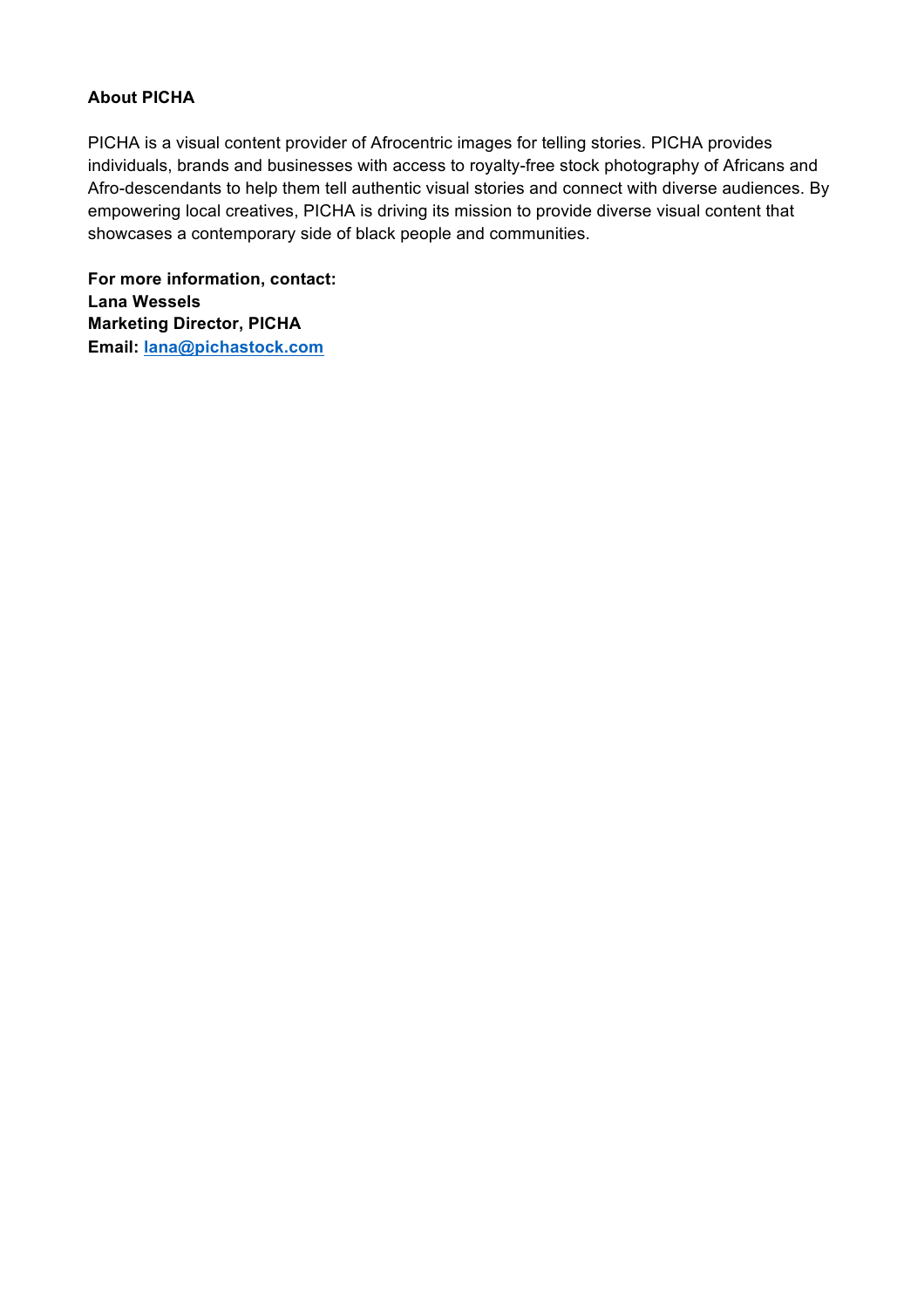**About PICHA**

PICHA is a visual content provider of Afrocentric images for telling stories. PICHA provides individuals, brands and businesses with access to royalty-free stock photography of Africans and Afro-descendants to help them tell authentic visual stories and connect with diverse audiences. By empowering local creatives, PICHA is driving its mission to provide diverse visual content that showcases a contemporary side of black people and communities.

**For more information, contact:**
**Lana Wessels**
**Marketing Director, PICHA**
**Email: lana@pichastock.com**